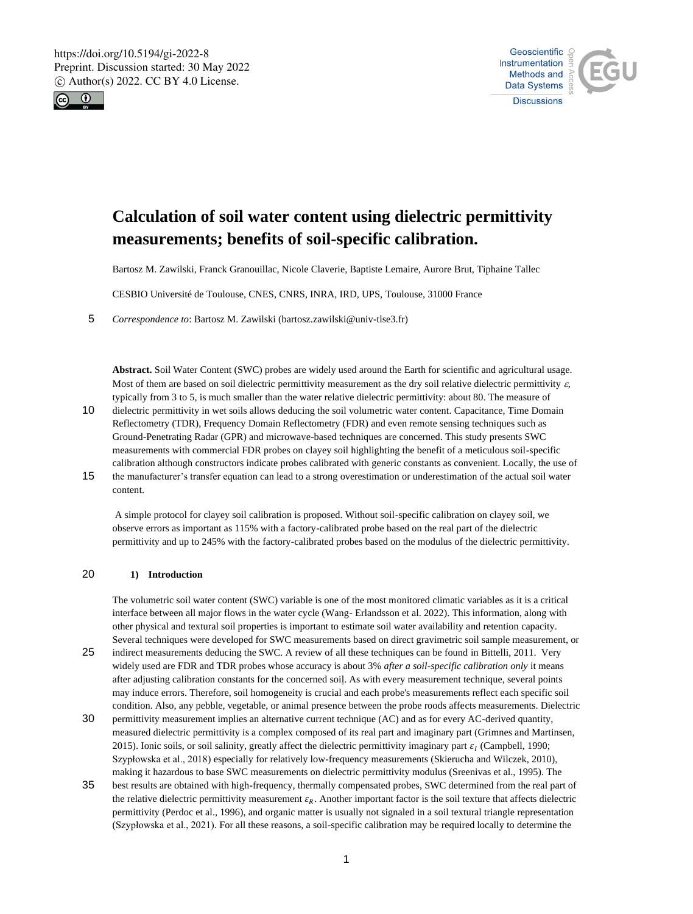# Calculation of soil water content using dielectric permittivity measurements; benefits of soil-specific calibration.

Bartosz M. Zawilski, Franck Granouillac, Nicole Claverie, Baptiste Lemaire, Aurore Brut, Tiphaine Tallec

CESBIO Université de Toulouse, CNES, CNRS, INRA, IRD, UPS, Toulouse, 31000 France

*Correspondence to*: Bartosz M. Zawilski (bartosz.zawilski@univ-tlse3.fr)

**Abstract.** Soil Water Content (SWC) probes are widely used around the Earth for scientific and agricultural usage. Most of them are based on soil dielectric permittivity measurement as the dry soil relative dielectric permittivity $\varepsilon$, typically from 3 to 5, is much smaller than the water relative dielectric permittivity: about 80. The measure of dielectric permittivity in wet soils allows deducing the soil volumetric water content. Capacitance, Time Domain Reflectometry (TDR), Frequency Domain Reflectometry (FDR) and even remote sensing techniques such as Ground-Penetrating Radar (GPR) and microwave-based techniques are concerned. This study presents SWC measurements with commercial FDR probes on clayey soil highlighting the benefit of a meticulous soil-specific calibration although constructors indicate probes calibrated with generic constants as convenient. Locally, the use of the manufacturer's transfer equation can lead to a strong overestimation or underestimation of the actual soil water content.

A simple protocol for clayey soil calibration is proposed. Without soil-specific calibration on clayey soil, we observe errors as important as 115% with a factory-calibrated probe based on the real part of the dielectric permittivity and up to 245% with the factory-calibrated probes based on the modulus of the dielectric permittivity.

## 1) Introduction

The volumetric soil water content (SWC) variable is one of the most monitored climatic variables as it is a critical interface between all major flows in the water cycle (Wang- Erlandsson et al. 2022). This information, along with other physical and textural soil properties is important to estimate soil water availability and retention capacity. Several techniques were developed for SWC measurements based on direct gravimetric soil sample measurement, or indirect measurements deducing the SWC. A review of all these techniques can be found in Bittelli, 2011. Very widely used are FDR and TDR probes whose accuracy is about 3% *after a soil-specific calibration only* it means after adjusting calibration constants for the concerned soil. As with every measurement technique, several points may induce errors. Therefore, soil homogeneity is crucial and each probe's measurements reflect each specific soil condition. Also, any pebble, vegetable, or animal presence between the probe roods affects measurements. Dielectric permittivity measurement implies an alternative current technique (AC) and as for every AC-derived quantity, measured dielectric permittivity is a complex composed of its real part and imaginary part (Grimnes and Martinsen, 2015). Ionic soils, or soil salinity, greatly affect the dielectric permittivity imaginary part $\varepsilon_I$ (Campbell, 1990; Szypłowska et al., 2018) especially for relatively low-frequency measurements (Skierucha and Wilczek, 2010), making it hazardous to base SWC measurements on dielectric permittivity modulus (Sreenivas et al., 1995). The best results are obtained with high-frequency, thermally compensated probes, SWC determined from the real part of the relative dielectric permittivity measurement $\varepsilon_R$. Another important factor is the soil texture that affects dielectric permittivity (Perdoc et al., 1996), and organic matter is usually not signaled in a soil textural triangle representation (Szypłowska et al., 2021). For all these reasons, a soil-specific calibration may be required locally to determine the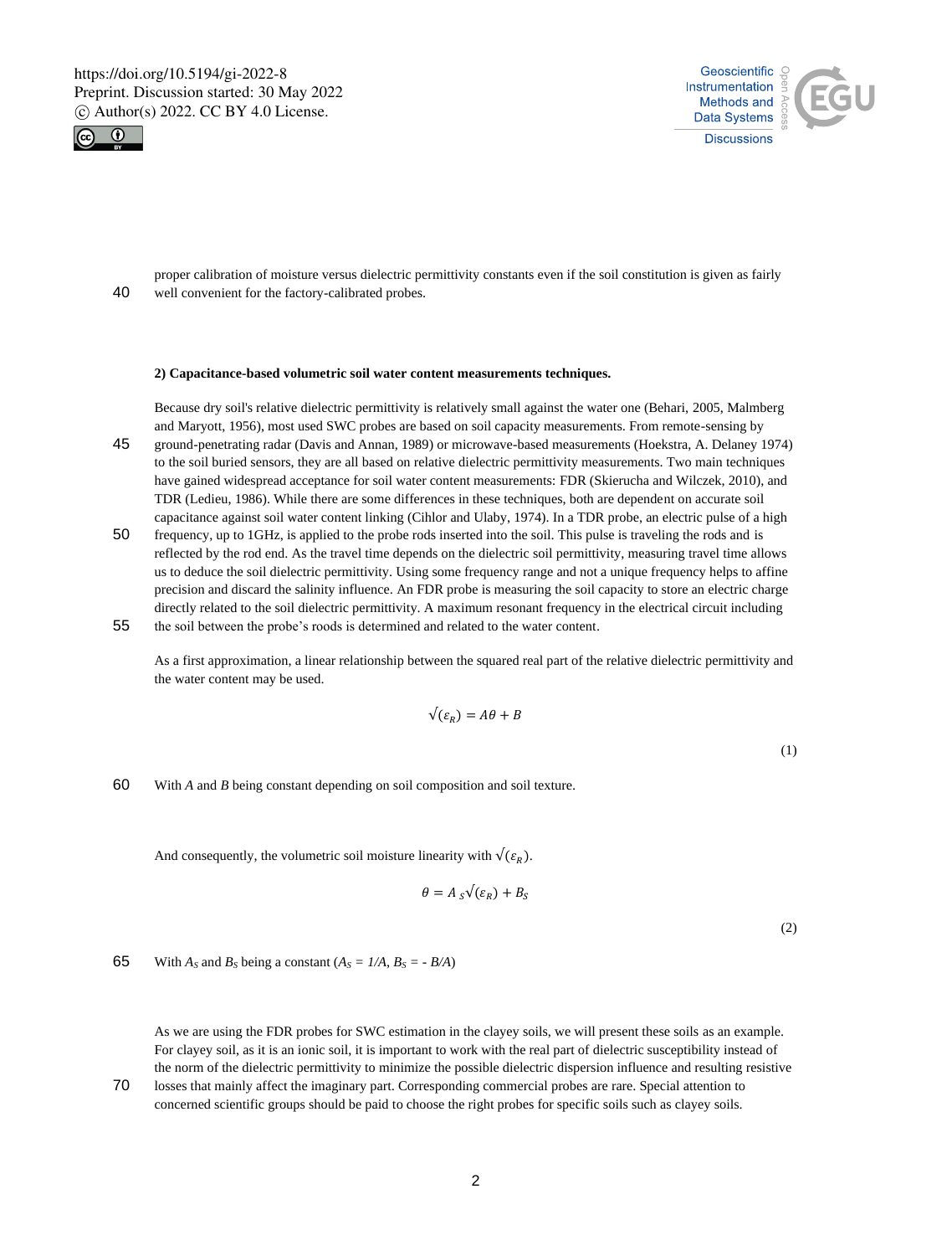proper calibration of moisture versus dielectric permittivity constants even if the soil constitution is given as fairly well convenient for the factory-calibrated probes.

**2) Capacitance-based volumetric soil water content measurements techniques.**

Because dry soil's relative dielectric permittivity is relatively small against the water one (Behari, 2005, Malmberg and Maryott, 1956), most used SWC probes are based on soil capacity measurements. From remote-sensing by ground-penetrating radar (Davis and Annan, 1989) or microwave-based measurements (Hoekstra, A. Delaney 1974) to the soil buried sensors, they are all based on relative dielectric permittivity measurements. Two main techniques have gained widespread acceptance for soil water content measurements: FDR (Skierucha and Wilczek, 2010), and TDR (Ledieu, 1986). While there are some differences in these techniques, both are dependent on accurate soil capacitance against soil water content linking (Cihlor and Ulaby, 1974). In a TDR probe, an electric pulse of a high frequency, up to 1GHz, is applied to the probe rods inserted into the soil. This pulse is traveling the rods and is reflected by the rod end. As the travel time depends on the dielectric soil permittivity, measuring travel time allows us to deduce the soil dielectric permittivity. Using some frequency range and not a unique frequency helps to affine precision and discard the salinity influence. An FDR probe is measuring the soil capacity to store an electric charge directly related to the soil dielectric permittivity. A maximum resonant frequency in the electrical circuit including the soil between the probe's roods is determined and related to the water content.

As a first approximation, a linear relationship between the squared real part of the relative dielectric permittivity and the water content may be used.

$$\sqrt{(\varepsilon_R)} = A\theta + B \tag{1}$$

With *A* and *B* being constant depending on soil composition and soil texture.

And consequently, the volumetric soil moisture linearity with $\sqrt{(\varepsilon_R)}$.

$$\theta = A_S\sqrt{(\varepsilon_R)} + B_S \tag{2}$$

With $A_S$ and $B_S$ being a constant ($A_S = 1/A$, $B_S = - B/A$)

As we are using the FDR probes for SWC estimation in the clayey soils, we will present these soils as an example. For clayey soil, as it is an ionic soil, it is important to work with the real part of dielectric susceptibility instead of the norm of the dielectric permittivity to minimize the possible dielectric dispersion influence and resulting resistive losses that mainly affect the imaginary part. Corresponding commercial probes are rare. Special attention to concerned scientific groups should be paid to choose the right probes for specific soils such as clayey soils.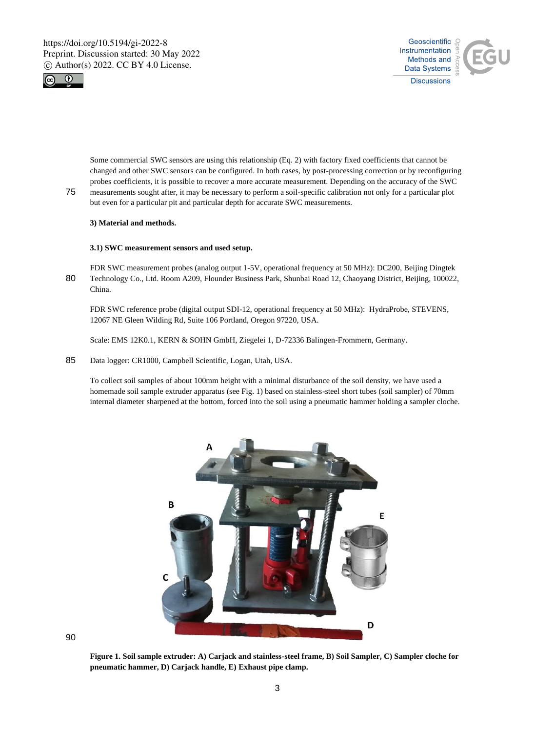Some commercial SWC sensors are using this relationship (Eq. 2) with factory fixed coefficients that cannot be changed and other SWC sensors can be configured. In both cases, by post-processing correction or by reconfiguring probes coefficients, it is possible to recover a more accurate measurement. Depending on the accuracy of the SWC measurements sought after, it may be necessary to perform a soil-specific calibration not only for a particular plot but even for a particular pit and particular depth for accurate SWC measurements.

## 3) Material and methods.

### 3.1) SWC measurement sensors and used setup.

FDR SWC measurement probes (analog output 1-5V, operational frequency at 50 MHz): DC200, Beijing Dingtek Technology Co., Ltd. Room A209, Flounder Business Park, Shunbai Road 12, Chaoyang District, Beijing, 100022, China.

FDR SWC reference probe (digital output SDI-12, operational frequency at 50 MHz): HydraProbe, STEVENS, 12067 NE Gleen Wilding Rd, Suite 106 Portland, Oregon 97220, USA.

Scale: EMS 12K0.1, KERN & SOHN GmbH, Ziegelei 1, D-72336 Balingen-Frommern, Germany.

Data logger: CR1000, Campbell Scientific, Logan, Utah, USA.

To collect soil samples of about 100mm height with a minimal disturbance of the soil density, we have used a homemade soil sample extruder apparatus (see Fig. 1) based on stainless-steel short tubes (soil sampler) of 70mm internal diameter sharpened at the bottom, forced into the soil using a pneumatic hammer holding a sampler cloche.

**Figure 1. Soil sample extruder: A) Carjack and stainless-steel frame, B) Soil Sampler, C) Sampler cloche for pneumatic hammer, D) Carjack handle, E) Exhaust pipe clamp.**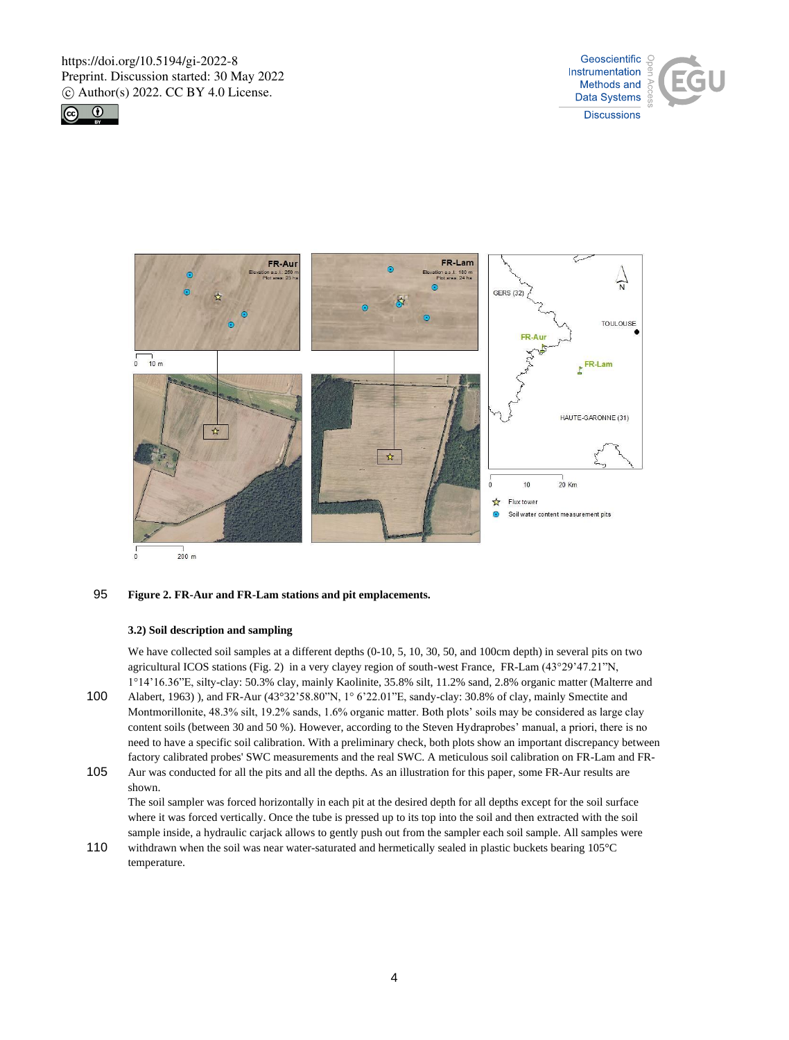Figure 2. FR-Aur and FR-Lam stations and pit emplacements.

### 3.2) Soil description and sampling

We have collected soil samples at a different depths (0-10, 5, 10, 30, 50, and 100cm depth) in several pits on two agricultural ICOS stations (Fig. 2) in a very clayey region of south-west France, FR-Lam (43°29'47.21"N, 1°14'16.36"E, silty-clay: 50.3% clay, mainly Kaolinite, 35.8% silt, 11.2% sand, 2.8% organic matter (Malterre and Albert, 1963) ), and FR-Aur (43°32'58.80"N, 1° 6'22.01"E, sandy-clay: 30.8% of clay, mainly Smectite and Montmorillonite, 48.3% silt, 19.2% sands, 1.6% organic matter. Both plots' soils may be considered as large clay content soils (between 30 and 50 %). However, according to the Steven Hydraprobes' manual, a priori, there is no need to have a specific soil calibration. With a preliminary check, both plots show an important discrepancy between factory calibrated probes' SWC measurements and the real SWC. A meticulous soil calibration on FR-Lam and FR-Aur was conducted for all the pits and all the depths. As an illustration for this paper, some FR-Aur results are shown.

The soil sampler was forced horizontally in each pit at the desired depth for all depths except for the soil surface where it was forced vertically. Once the tube is pressed up to its top into the soil and then extracted with the soil sample inside, a hydraulic carjack allows to gently push out from the sampler each soil sample. All samples were withdrawn when the soil was near water-saturated and hermetically sealed in plastic buckets bearing 105°C temperature.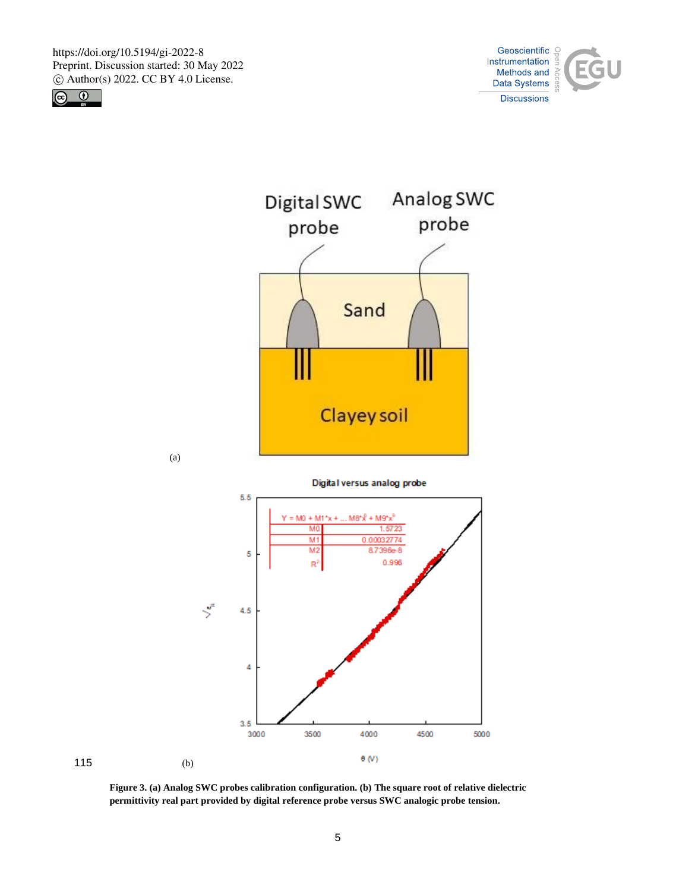Figure 3. (a) Analog SWC probes calibration configuration. (b) The square root of relative dielectric permittivity real part provided by digital reference probe versus SWC analogic probe tension.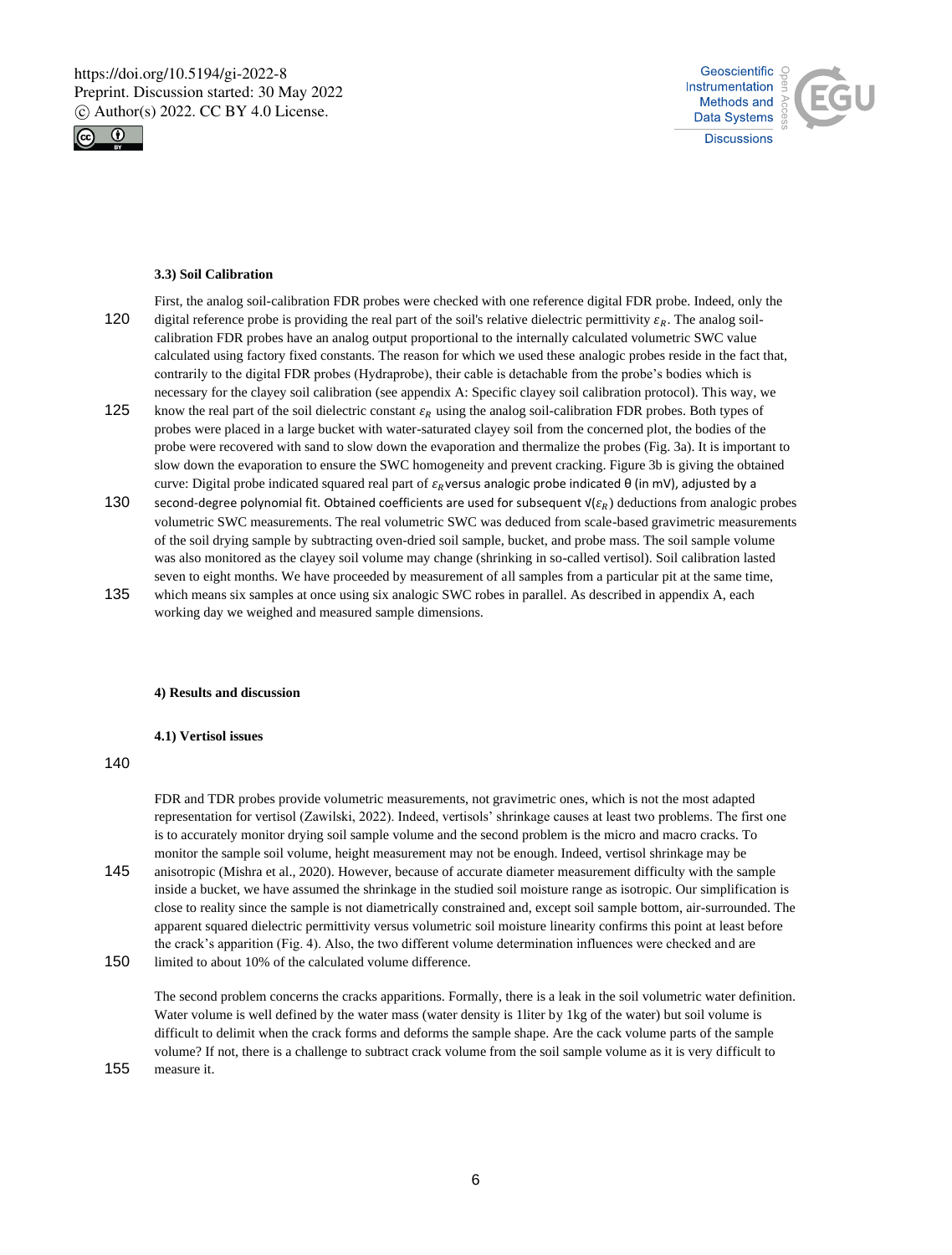### 3.3) Soil Calibration

First, the analog soil-calibration FDR probes were checked with one reference digital FDR probe. Indeed, only the digital reference probe is providing the real part of the soil's relative dielectric permittivity $\varepsilon_R$. The analog soil-calibration FDR probes have an analog output proportional to the internally calculated volumetric SWC value calculated using factory fixed constants. The reason for which we used these analogic probes reside in the fact that, contrarily to the digital FDR probes (Hydraprobe), their cable is detachable from the probe's bodies which is necessary for the clayey soil calibration (see appendix A: Specific clayey soil calibration protocol). This way, we know the real part of the soil dielectric constant $\varepsilon_R$ using the analog soil-calibration FDR probes. Both types of probes were placed in a large bucket with water-saturated clayey soil from the concerned plot, the bodies of the probe were recovered with sand to slow down the evaporation and thermalize the probes (Fig. 3a). It is important to slow down the evaporation to ensure the SWC homogeneity and prevent cracking. Figure 3b is giving the obtained curve: Digital probe indicated squared real part of $\varepsilon_R$ versus analogic probe indicated θ (in mV), adjusted by a second-degree polynomial fit. Obtained coefficients are used for subsequent $\sqrt{\varepsilon_R}$ deductions from analogic probes volumetric SWC measurements. The real volumetric SWC was deduced from scale-based gravimetric measurements of the soil drying sample by subtracting oven-dried soil sample, bucket, and probe mass. The soil sample volume was also monitored as the clayey soil volume may change (shrinking in so-called vertisol). Soil calibration lasted seven to eight months. We have proceeded by measurement of all samples from a particular pit at the same time, which means six samples at once using six analogic SWC robes in parallel. As described in appendix A, each working day we weighed and measured sample dimensions.

## 4) Results and discussion

### 4.1) Vertisol issues

FDR and TDR probes provide volumetric measurements, not gravimetric ones, which is not the most adapted representation for vertisol (Zawilski, 2022). Indeed, vertisols' shrinkage causes at least two problems. The first one is to accurately monitor drying soil sample volume and the second problem is the micro and macro cracks. To monitor the sample soil volume, height measurement may not be enough. Indeed, vertisol shrinkage may be anisotropic (Mishra et al., 2020). However, because of accurate diameter measurement difficulty with the sample inside a bucket, we have assumed the shrinkage in the studied soil moisture range as isotropic. Our simplification is close to reality since the sample is not diametrically constrained and, except soil sample bottom, air-surrounded. The apparent squared dielectric permittivity versus volumetric soil moisture linearity confirms this point at least before the crack's apparition (Fig. 4). Also, the two different volume determination influences were checked and are limited to about 10% of the calculated volume difference.

The second problem concerns the cracks apparitions. Formally, there is a leak in the soil volumetric water definition. Water volume is well defined by the water mass (water density is 1liter by 1kg of the water) but soil volume is difficult to delimit when the crack forms and deforms the sample shape. Are the cack volume parts of the sample volume? If not, there is a challenge to subtract crack volume from the soil sample volume as it is very difficult to measure it.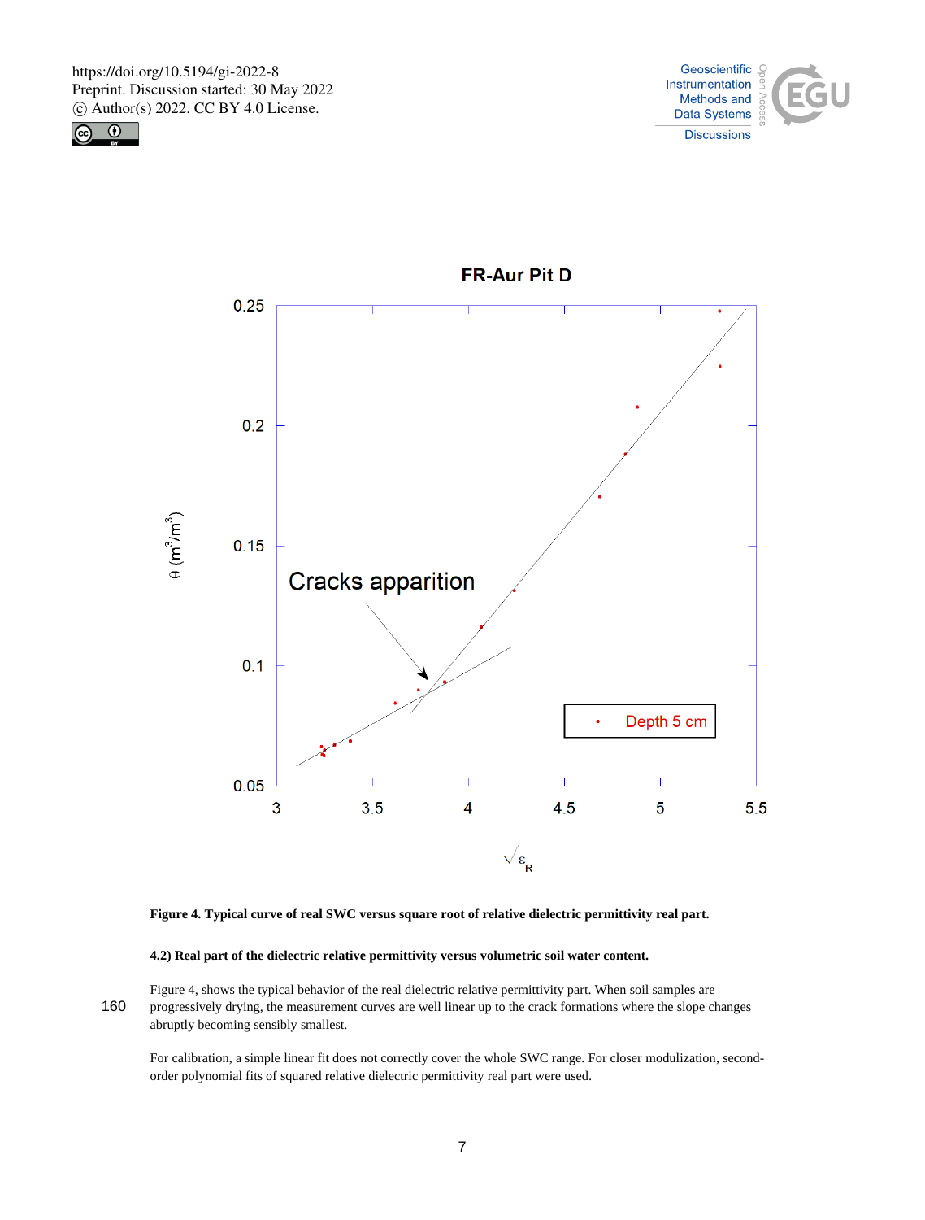Figure 4. Typical curve of real SWC versus square root of relative dielectric permittivity real part.

### 4.2) Real part of the dielectric relative permittivity versus volumetric soil water content.

Figure 4, shows the typical behavior of the real dielectric relative permittivity part. When soil samples are progressively drying, the measurement curves are well linear up to the crack formations where the slope changes abruptly becoming sensibly smallest.

For calibration, a simple linear fit does not correctly cover the whole SWC range. For closer modulization, second-order polynomial fits of squared relative dielectric permittivity real part were used.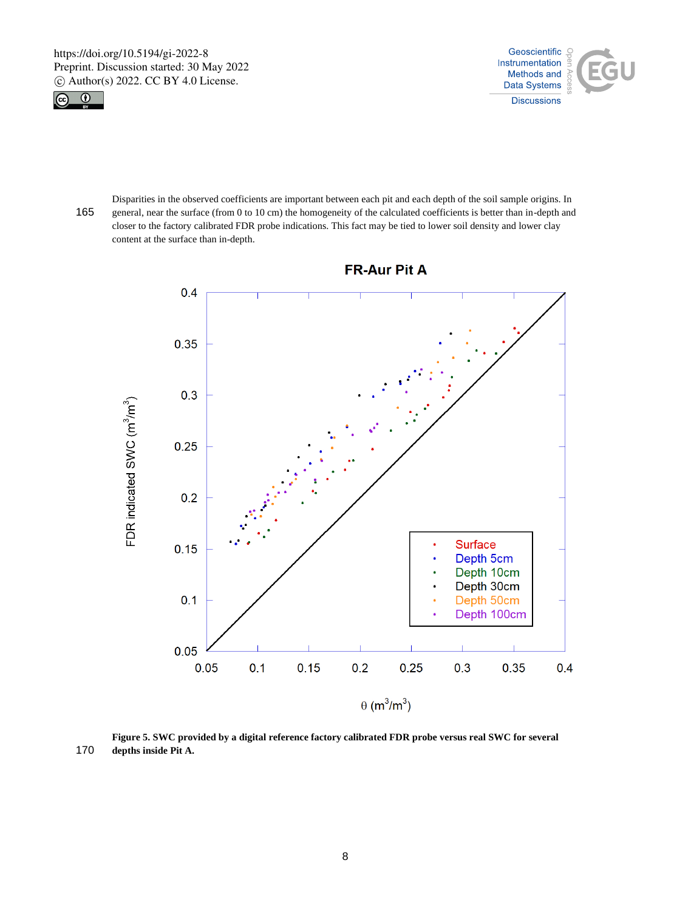Disparities in the observed coefficients are important between each pit and each depth of the soil sample origins. In general, near the surface (from 0 to 10 cm) the homogeneity of the calculated coefficients is better than in-depth and closer to the factory calibrated FDR probe indications. This fact may be tied to lower soil density and lower clay content at the surface than in-depth.

**Figure 5. SWC provided by a digital reference factory calibrated FDR probe versus real SWC for several depths inside Pit A.**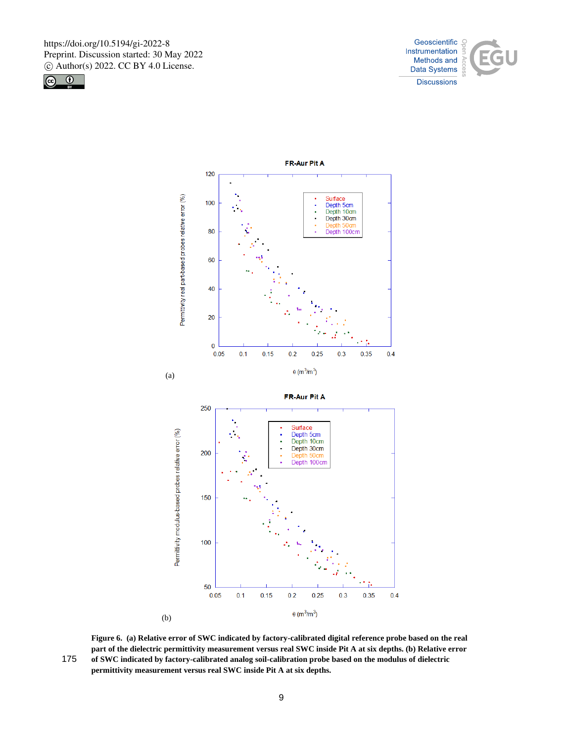**Figure 6. (a) Relative error of SWC indicated by factory-calibrated digital reference probe based on the real part of the dielectric permittivity measurement versus real SWC inside Pit A at six depths. (b) Relative error of SWC indicated by factory-calibrated analog soil-calibration probe based on the modulus of dielectric permittivity measurement versus real SWC inside Pit A at six depths.**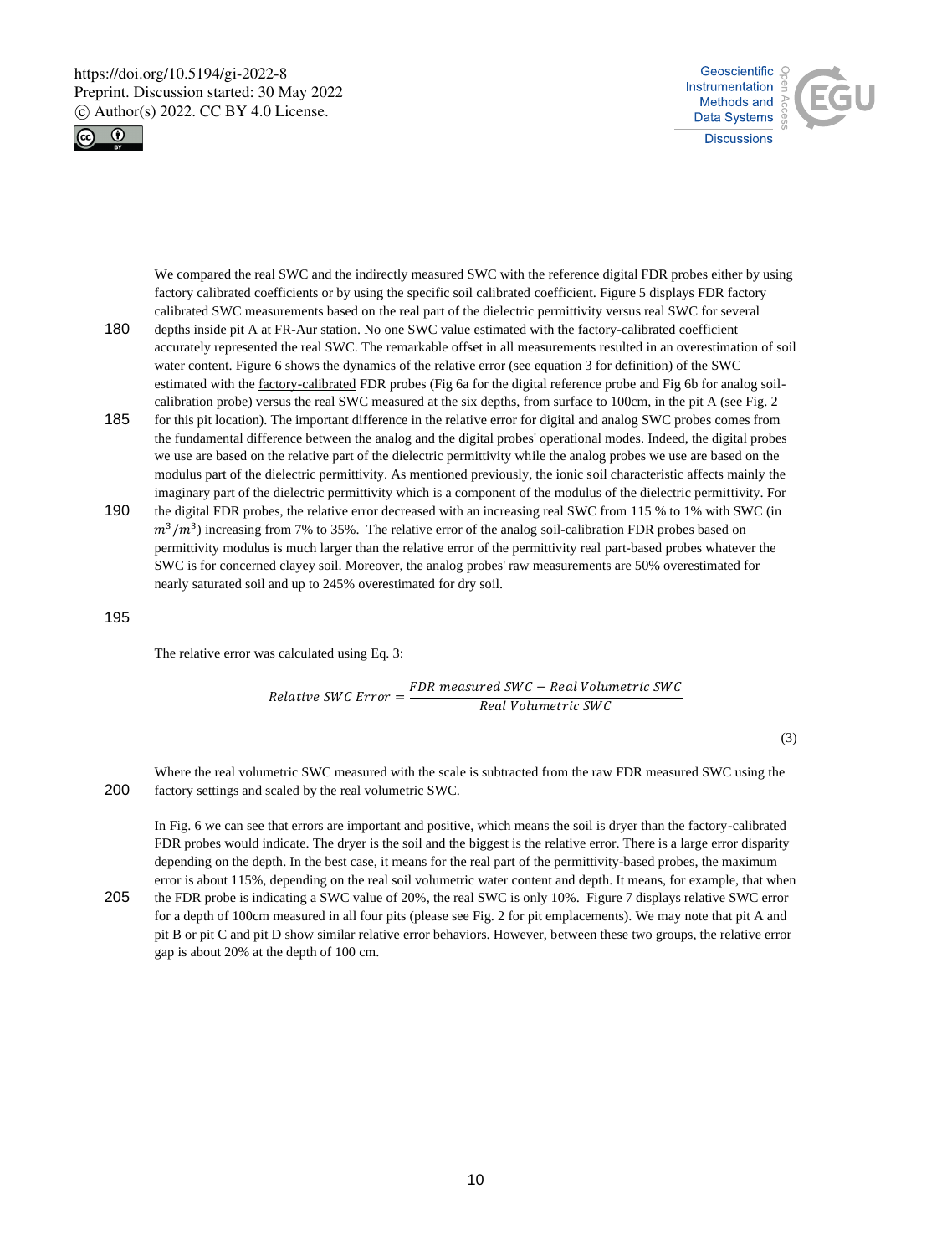We compared the real SWC and the indirectly measured SWC with the reference digital FDR probes either by using factory calibrated coefficients or by using the specific soil calibrated coefficient. Figure 5 displays FDR factory calibrated SWC measurements based on the real part of the dielectric permittivity versus real SWC for several depths inside pit A at FR-Aur station. No one SWC value estimated with the factory-calibrated coefficient accurately represented the real SWC. The remarkable offset in all measurements resulted in an overestimation of soil water content. Figure 6 shows the dynamics of the relative error (see equation 3 for definition) of the SWC estimated with the factory-calibrated FDR probes (Fig 6a for the digital reference probe and Fig 6b for analog soil-calibration probe) versus the real SWC measured at the six depths, from surface to 100cm, in the pit A (see Fig. 2 for this pit location). The important difference in the relative error for digital and analog SWC probes comes from the fundamental difference between the analog and the digital probes' operational modes. Indeed, the digital probes we use are based on the relative part of the dielectric permittivity while the analog probes we use are based on the modulus part of the dielectric permittivity. As mentioned previously, the ionic soil characteristic affects mainly the imaginary part of the dielectric permittivity which is a component of the modulus of the dielectric permittivity. For the digital FDR probes, the relative error decreased with an increasing real SWC from 115 % to 1% with SWC (in $m^3/m^3$) increasing from 7% to 35%. The relative error of the analog soil-calibration FDR probes based on permittivity modulus is much larger than the relative error of the permittivity real part-based probes whatever the SWC is for concerned clayey soil. Moreover, the analog probes' raw measurements are 50% overestimated for nearly saturated soil and up to 245% overestimated for dry soil.

The relative error was calculated using Eq. 3:

$$Relative\ SWC\ Error = \frac{FDR\ measured\ SWC - Real\ Volumetric\ SWC}{Real\ Volumetric\ SWC} \tag{3}$$

Where the real volumetric SWC measured with the scale is subtracted from the raw FDR measured SWC using the factory settings and scaled by the real volumetric SWC.

In Fig. 6 we can see that errors are important and positive, which means the soil is dryer than the factory-calibrated FDR probes would indicate. The dryer is the soil and the biggest is the relative error. There is a large error disparity depending on the depth. In the best case, it means for the real part of the permittivity-based probes, the maximum error is about 115%, depending on the real soil volumetric water content and depth. It means, for example, that when the FDR probe is indicating a SWC value of 20%, the real SWC is only 10%. Figure 7 displays relative SWC error for a depth of 100cm measured in all four pits (please see Fig. 2 for pit emplacements). We may note that pit A and pit B or pit C and pit D show similar relative error behaviors. However, between these two groups, the relative error gap is about 20% at the depth of 100 cm.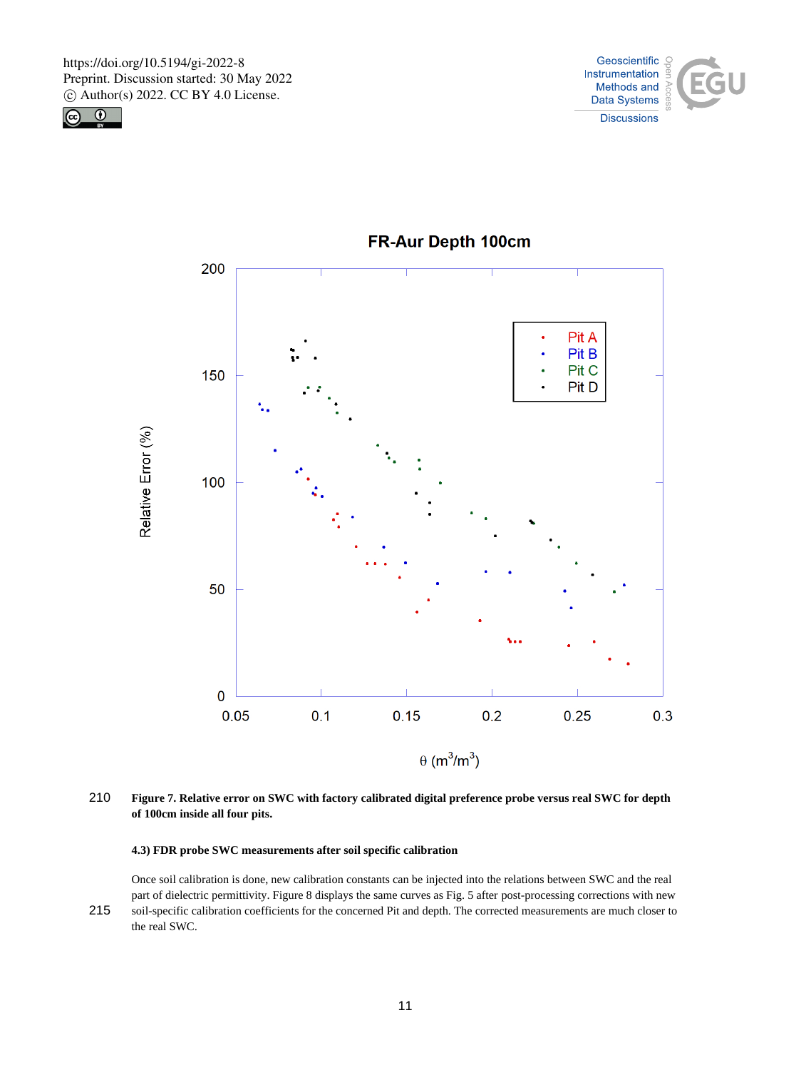**Figure 7. Relative error on SWC with factory calibrated digital preference probe versus real SWC for depth of 100cm inside all four pits.**

#### 4.3) FDR probe SWC measurements after soil specific calibration

Once soil calibration is done, new calibration constants can be injected into the relations between SWC and the real part of dielectric permittivity. Figure 8 displays the same curves as Fig. 5 after post-processing corrections with new soil-specific calibration coefficients for the concerned Pit and depth. The corrected measurements are much closer to the real SWC.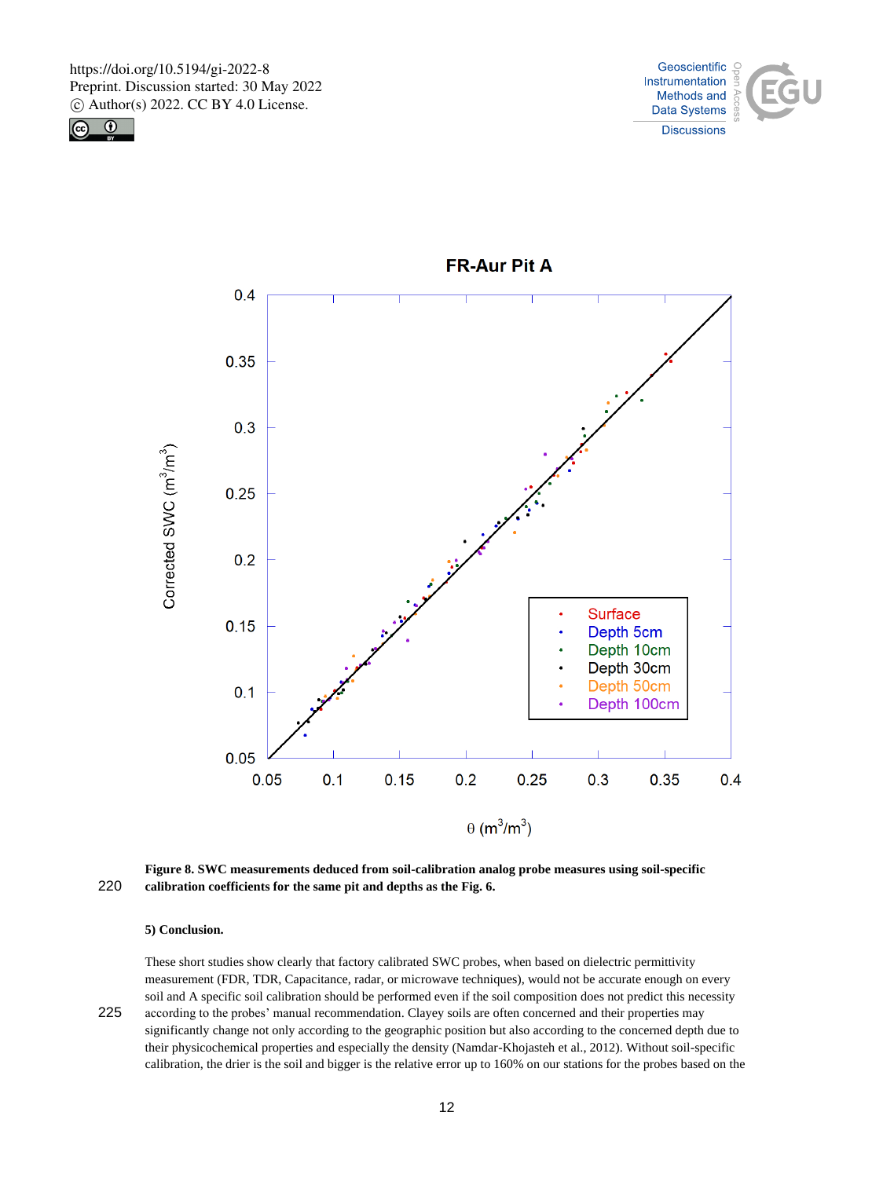**Figure 8. SWC measurements deduced from soil-calibration analog probe measures using soil-specific calibration coefficients for the same pit and depths as the Fig. 6.**

**5) Conclusion.**

These short studies show clearly that factory calibrated SWC probes, when based on dielectric permittivity measurement (FDR, TDR, Capacitance, radar, or microwave techniques), would not be accurate enough on every soil and A specific soil calibration should be performed even if the soil composition does not predict this necessity according to the probes' manual recommendation. Clayey soils are often concerned and their properties may significantly change not only according to the geographic position but also according to the concerned depth due to their physicochemical properties and especially the density (Namdar-Khojasteh et al., 2012). Without soil-specific calibration, the drier is the soil and bigger is the relative error up to 160% on our stations for the probes based on the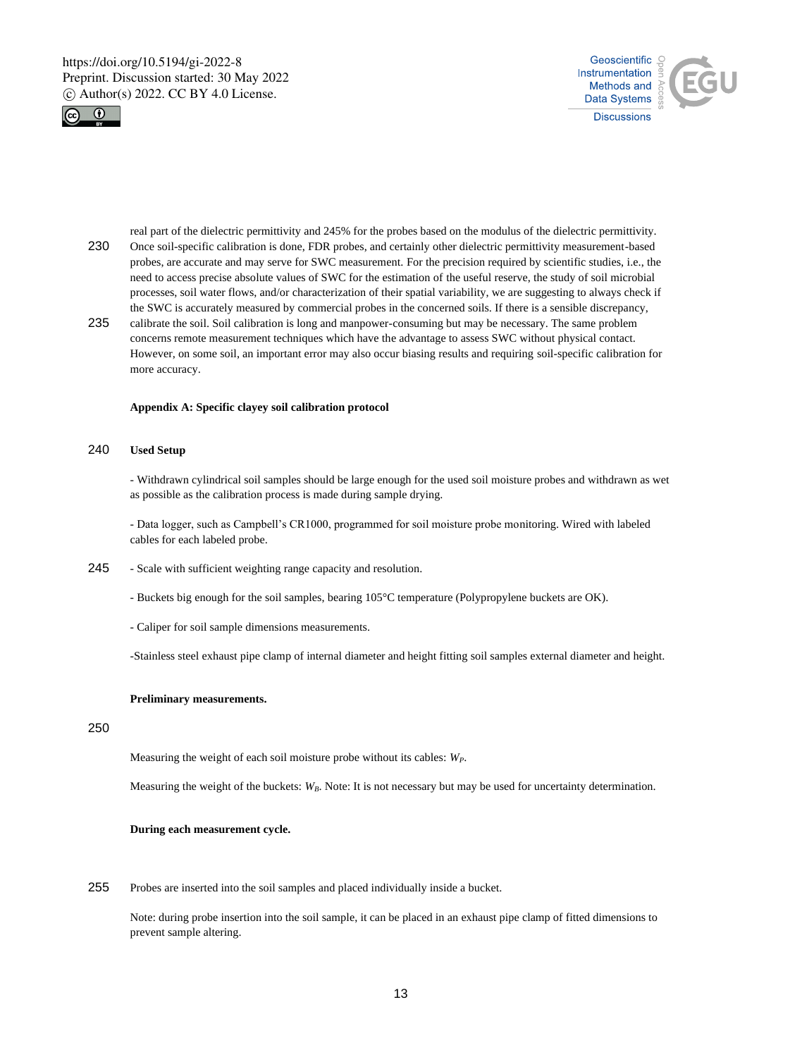real part of the dielectric permittivity and 245% for the probes based on the modulus of the dielectric permittivity. Once soil-specific calibration is done, FDR probes, and certainly other dielectric permittivity measurement-based probes, are accurate and may serve for SWC measurement. For the precision required by scientific studies, i.e., the need to access precise absolute values of SWC for the estimation of the useful reserve, the study of soil microbial processes, soil water flows, and/or characterization of their spatial variability, we are suggesting to always check if the SWC is accurately measured by commercial probes in the concerned soils. If there is a sensible discrepancy, calibrate the soil. Soil calibration is long and manpower-consuming but may be necessary. The same problem concerns remote measurement techniques which have the advantage to assess SWC without physical contact. However, on some soil, an important error may also occur biasing results and requiring soil-specific calibration for more accuracy.

## Appendix A: Specific clayey soil calibration protocol

### Used Setup

- Withdrawn cylindrical soil samples should be large enough for the used soil moisture probes and withdrawn as wet as possible as the calibration process is made during sample drying.

- Data logger, such as Campbell's CR1000, programmed for soil moisture probe monitoring. Wired with labeled cables for each labeled probe.

- Scale with sufficient weighting range capacity and resolution.

- Buckets big enough for the soil samples, bearing 105°C temperature (Polypropylene buckets are OK).

- Caliper for soil sample dimensions measurements.

- Stainless steel exhaust pipe clamp of internal diameter and height fitting soil samples external diameter and height.

### Preliminary measurements.

Measuring the weight of each soil moisture probe without its cables: $W_P$.

Measuring the weight of the buckets: $W_B$. Note: It is not necessary but may be used for uncertainty determination.

### During each measurement cycle.

Probes are inserted into the soil samples and placed individually inside a bucket.

Note: during probe insertion into the soil sample, it can be placed in an exhaust pipe clamp of fitted dimensions to prevent sample altering.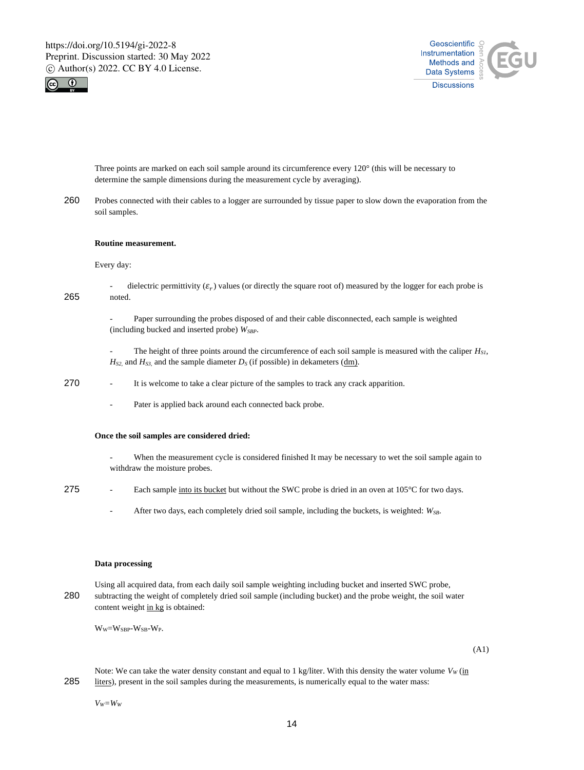Three points are marked on each soil sample around its circumference every 120° (this will be necessary to determine the sample dimensions during the measurement cycle by averaging).

Probes connected with their cables to a logger are surrounded by tissue paper to slow down the evaporation from the soil samples.

**Routine measurement.**

Every day:

- dielectric permittivity ($\varepsilon_r$) values (or directly the square root of) measured by the logger for each probe is noted.
- Paper surrounding the probes disposed of and their cable disconnected, each sample is weighted (including bucked and inserted probe) $W_{SBP}$.
- The height of three points around the circumference of each soil sample is measured with the caliper $H_{S1}$, $H_{S2}$, and $H_{S3}$, and the sample diameter $D_S$ (if possible) in dekameters (dm).
- It is welcome to take a clear picture of the samples to track any crack apparition.
- Pater is applied back around each connected back probe.

**Once the soil samples are considered dried:**

- When the measurement cycle is considered finished It may be necessary to wet the soil sample again to withdraw the moisture probes.
- Each sample into its bucket but without the SWC probe is dried in an oven at 105°C for two days.
- After two days, each completely dried soil sample, including the buckets, is weighted: $W_{SB}$.

**Data processing**

Using all acquired data, from each daily soil sample weighting including bucket and inserted SWC probe, subtracting the weight of completely dried soil sample (including bucket) and the probe weight, the soil water content weight in kg is obtained:

$$W_W = W_{SBP} - W_{SB} - W_P. \tag{A1}$$

Note: We can take the water density constant and equal to 1 kg/liter. With this density the water volume $V_W$ (in liters), present in the soil samples during the measurements, is numerically equal to the water mass:

$$V_W = W_W$$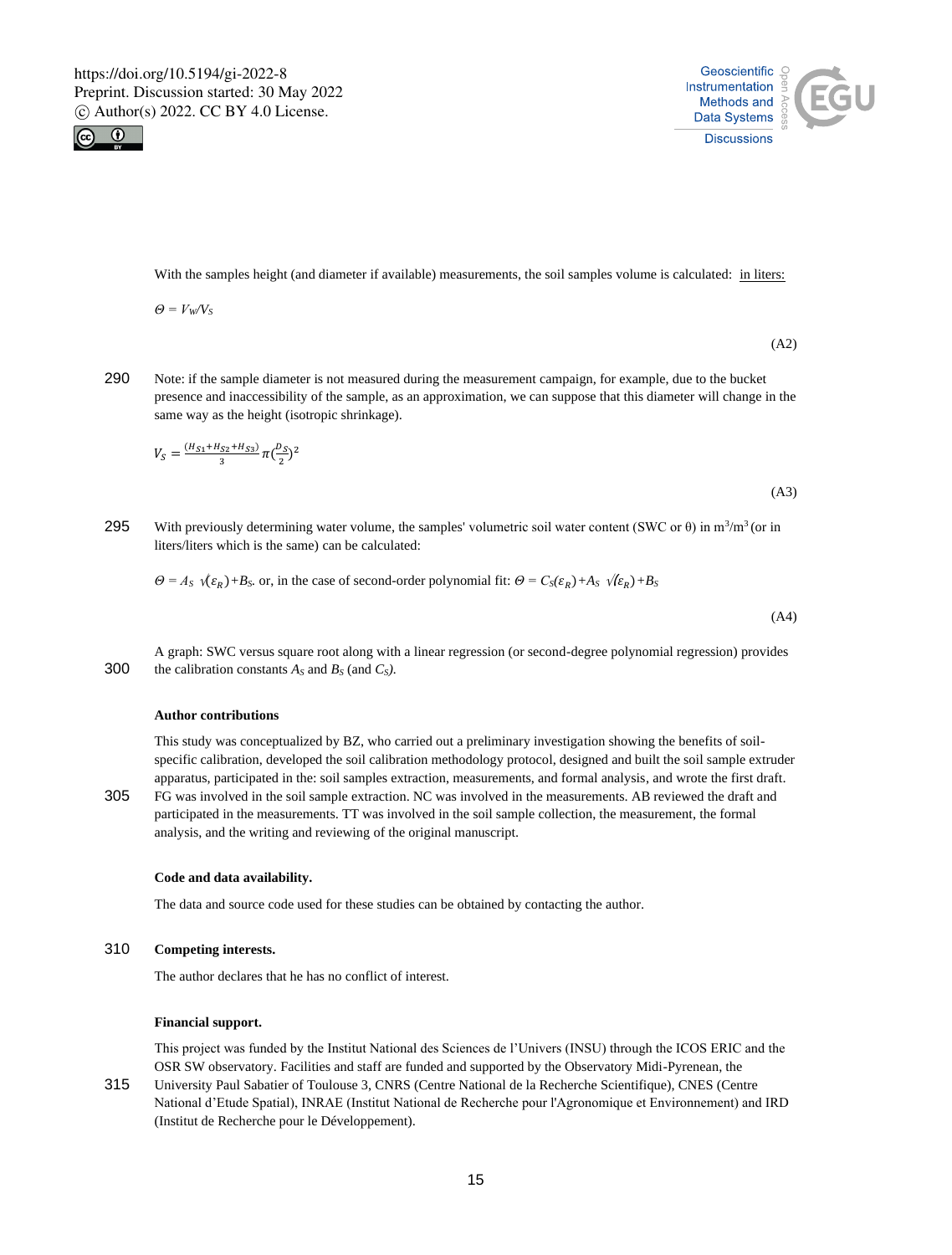With the samples height (and diameter if available) measurements, the soil samples volume is calculated: in liters:

$$\Theta = V_W/V_S \tag{A2}$$

Note: if the sample diameter is not measured during the measurement campaign, for example, due to the bucket presence and inaccessibility of the sample, as an approximation, we can suppose that this diameter will change in the same way as the height (isotropic shrinkage).

$$V_S = \frac{(H_{S1}+H_{S2}+H_{S3})}{3}\pi\left(\frac{D_S}{2}\right)^2 \tag{A3}$$

With previously determining water volume, the samples' volumetric soil water content (SWC or θ) in $m^3/m^3$ (or in liters/liters which is the same) can be calculated:

$$\Theta = A_S\ \sqrt{(\varepsilon_R)}+B_S. \text{ or, in the case of second-order polynomial fit: } \Theta = C_S(\varepsilon_R)+A_S\ \sqrt{(\varepsilon_R)}+B_S \tag{A4}$$

A graph: SWC versus square root along with a linear regression (or second-degree polynomial regression) provides the calibration constants $A_S$ and $B_S$ (and $C_S$).

**Author contributions**

This study was conceptualized by BZ, who carried out a preliminary investigation showing the benefits of soil-specific calibration, developed the soil calibration methodology protocol, designed and built the soil sample extruder apparatus, participated in the: soil samples extraction, measurements, and formal analysis, and wrote the first draft. FG was involved in the soil sample extraction. NC was involved in the measurements. AB reviewed the draft and participated in the measurements. TT was involved in the soil sample collection, the measurement, the formal analysis, and the writing and reviewing of the original manuscript.

**Code and data availability.**

The data and source code used for these studies can be obtained by contacting the author.

**Competing interests.**

The author declares that he has no conflict of interest.

**Financial support.**

This project was funded by the Institut National des Sciences de l'Univers (INSU) through the ICOS ERIC and the OSR SW observatory. Facilities and staff are funded and supported by the Observatory Midi-Pyrenean, the University Paul Sabatier of Toulouse 3, CNRS (Centre National de la Recherche Scientifique), CNES (Centre National d'Etude Spatial), INRAE (Institut National de Recherche pour l'Agronomique et Environnement) and IRD (Institut de Recherche pour le Développement).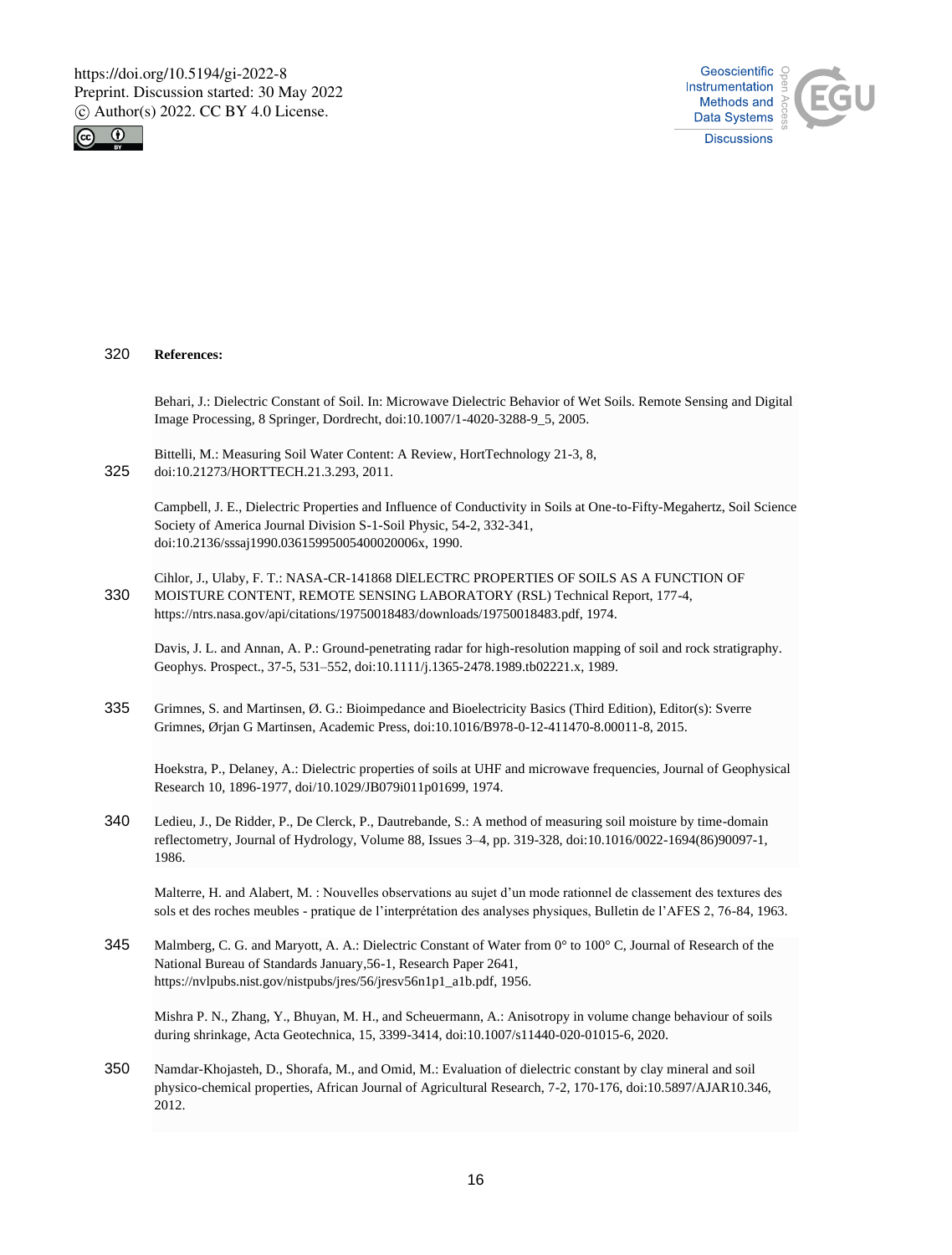**References:**

Behari, J.: Dielectric Constant of Soil. In: Microwave Dielectric Behavior of Wet Soils. Remote Sensing and Digital Image Processing, 8 Springer, Dordrecht, doi:10.1007/1-4020-3288-9_5, 2005.

Bittelli, M.: Measuring Soil Water Content: A Review, HortTechnology 21-3, 8, doi:10.21273/HORTTECH.21.3.293, 2011.

Campbell, J. E., Dielectric Properties and Influence of Conductivity in Soils at One-to-Fifty-Megahertz, Soil Science Society of America Journal Division S-1-Soil Physic, 54-2, 332-341, doi:10.2136/sssaj1990.03615995005400020006x, 1990.

Cihlor, J., Ulaby, F. T.: NASA-CR-141868 DIELECTRC PROPERTIES OF SOILS AS A FUNCTION OF MOISTURE CONTENT, REMOTE SENSING LABORATORY (RSL) Technical Report, 177-4, https://ntrs.nasa.gov/api/citations/19750018483/downloads/19750018483.pdf, 1974.

Davis, J. L. and Annan, A. P.: Ground-penetrating radar for high-resolution mapping of soil and rock stratigraphy. Geophys. Prospect., 37-5, 531–552, doi:10.1111/j.1365-2478.1989.tb02221.x, 1989.

Grimnes, S. and Martinsen, Ø. G.: Bioimpedance and Bioelectricity Basics (Third Edition), Editor(s): Sverre Grimnes, Ørjan G Martinsen, Academic Press, doi:10.1016/B978-0-12-411470-8.00011-8, 2015.

Hoekstra, P., Delaney, A.: Dielectric properties of soils at UHF and microwave frequencies, Journal of Geophysical Research 10, 1896-1977, doi/10.1029/JB079i011p01699, 1974.

Ledieu, J., De Ridder, P., De Clerck, P., Dautrebande, S.: A method of measuring soil moisture by time-domain reflectometry, Journal of Hydrology, Volume 88, Issues 3–4, pp. 319-328, doi:10.1016/0022-1694(86)90097-1, 1986.

Malterre, H. and Alabert, M. : Nouvelles observations au sujet d'un mode rationnel de classement des textures des sols et des roches meubles - pratique de l'interprétation des analyses physiques, Bulletin de l'AFES 2, 76-84, 1963.

Malmberg, C. G. and Maryott, A. A.: Dielectric Constant of Water from 0° to 100° C, Journal of Research of the National Bureau of Standards January,56-1, Research Paper 2641, https://nvlpubs.nist.gov/nistpubs/jres/56/jresv56n1p1_a1b.pdf, 1956.

Mishra P. N., Zhang, Y., Bhuyan, M. H., and Scheuermann, A.: Anisotropy in volume change behaviour of soils during shrinkage, Acta Geotechnica, 15, 3399-3414, doi:10.1007/s11440-020-01015-6, 2020.

Namdar-Khojasteh, D., Shorafa, M., and Omid, M.: Evaluation of dielectric constant by clay mineral and soil physico-chemical properties, African Journal of Agricultural Research, 7-2, 170-176, doi:10.5897/AJAR10.346, 2012.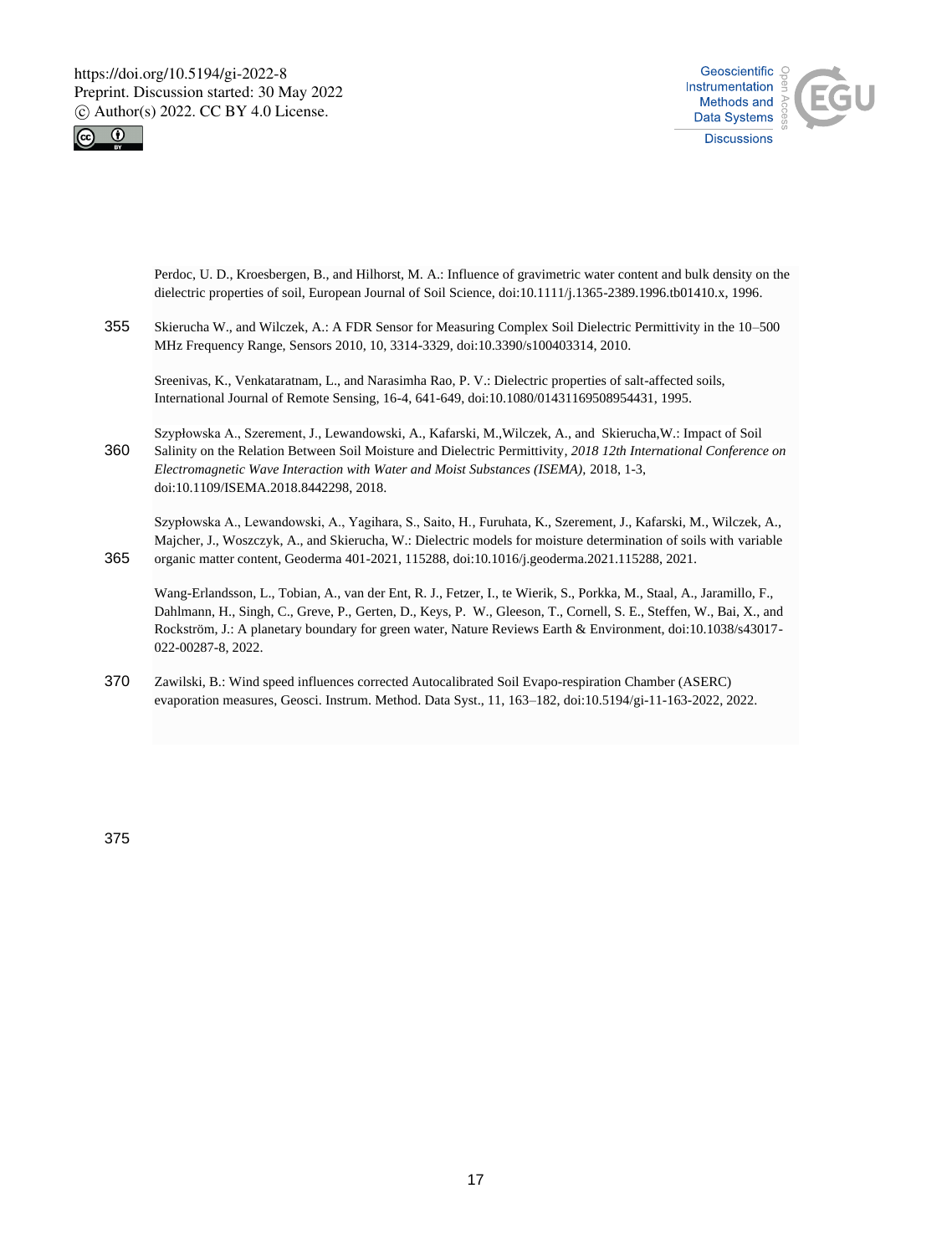Perdoc, U. D., Kroesbergen, B., and Hilhorst, M. A.: Influence of gravimetric water content and bulk density on the dielectric properties of soil, European Journal of Soil Science, doi:10.1111/j.1365-2389.1996.tb01410.x, 1996.

Skierucha W., and Wilczek, A.: A FDR Sensor for Measuring Complex Soil Dielectric Permittivity in the 10–500 MHz Frequency Range, Sensors 2010, 10, 3314-3329, doi:10.3390/s100403314, 2010.

Sreenivas, K., Venkataratnam, L., and Narasimha Rao, P. V.: Dielectric properties of salt-affected soils, International Journal of Remote Sensing, 16-4, 641-649, doi:10.1080/01431169508954431, 1995.

Szypłowska A., Szerement, J., Lewandowski, A., Kafarski, M.,Wilczek, A., and Skierucha,W.: Impact of Soil Salinity on the Relation Between Soil Moisture and Dielectric Permittivity, *2018 12th International Conference on Electromagnetic Wave Interaction with Water and Moist Substances (ISEMA)*, 2018, 1-3, doi:10.1109/ISEMA.2018.8442298, 2018.

Szypłowska A., Lewandowski, A., Yagihara, S., Saito, H., Furuhata, K., Szerement, J., Kafarski, M., Wilczek, A., Majcher, J., Woszczyk, A., and Skierucha, W.: Dielectric models for moisture determination of soils with variable organic matter content, Geoderma 401-2021, 115288, doi:10.1016/j.geoderma.2021.115288, 2021.

Wang-Erlandsson, L., Tobian, A., van der Ent, R. J., Fetzer, I., te Wierik, S., Porkka, M., Staal, A., Jaramillo, F., Dahlmann, H., Singh, C., Greve, P., Gerten, D., Keys, P. W., Gleeson, T., Cornell, S. E., Steffen, W., Bai, X., and Rockström, J.: A planetary boundary for green water, Nature Reviews Earth & Environment, doi:10.1038/s43017-022-00287-8, 2022.

Zawilski, B.: Wind speed influences corrected Autocalibrated Soil Evapo-respiration Chamber (ASERC) evaporation measures, Geosci. Instrum. Method. Data Syst., 11, 163–182, doi:10.5194/gi-11-163-2022, 2022.